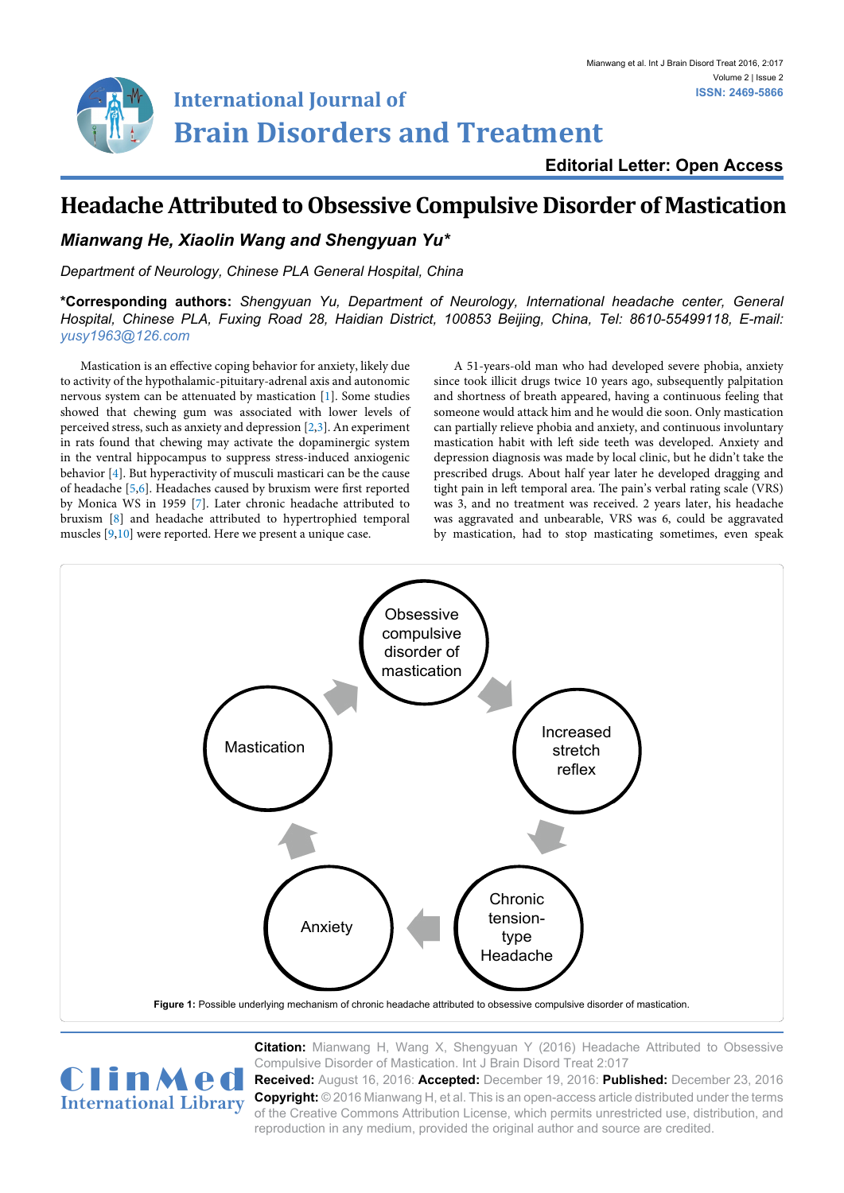# Headache Attributed to Obsessive Compulsive Disorder of Mastication

***Mianwang He, Xiaolin Wang and Shengyuan Yu****

*Department of Neurology, Chinese PLA General Hospital, China*

**\*Corresponding authors:** *Shengyuan Yu, Department of Neurology, International headache center, General Hospital, Chinese PLA, Fuxing Road 28, Haidian District, 100853 Beijing, China, Tel: 8610-55499118, E-mail: yusy1963@126.com*

**Editorial Letter: Open Access**

Mastication is an effective coping behavior for anxiety, likely due to activity of the hypothalamic-pituitary-adrenal axis and autonomic nervous system can be attenuated by mastication [1]. Some studies showed that chewing gum was associated with lower levels of perceived stress, such as anxiety and depression [2,3]. An experiment in rats found that chewing may activate the dopaminergic system in the ventral hippocampus to suppress stress-induced anxiogenic behavior [4]. But hyperactivity of musculi masticari can be the cause of headache [5,6]. Headaches caused by bruxism were first reported by Monica WS in 1959 [7]. Later chronic headache attributed to bruxism [8] and headache attributed to hypertrophied temporal muscles [9,10] were reported. Here we present a unique case.

A 51-years-old man who had developed severe phobia, anxiety since took illicit drugs twice 10 years ago, subsequently palpitation and shortness of breath appeared, having a continuous feeling that someone would attack him and he would die soon. Only mastication can partially relieve phobia and anxiety, and continuous involuntary mastication habit with left side teeth was developed. Anxiety and depression diagnosis was made by local clinic, but he didn't take the prescribed drugs. About half year later he developed dragging and tight pain in left temporal area. The pain's verbal rating scale (VRS) was 3, and no treatment was received. 2 years later, his headache was aggravated and unbearable, VRS was 6, could be aggravated by mastication, had to stop masticating sometimes, even speak

Obsessive compulsive disorder of mastication → Increased stretch reflex → Chronic tension-type Headache → Anxiety → Mastication → Obsessive compulsive disorder of mastication

**Figure 1:** Possible underlying mechanism of chronic headache attributed to obsessive compulsive disorder of mastication.

**Citation:** Mianwang H, Wang X, Shengyuan Y (2016) Headache Attributed to Obsessive Compulsive Disorder of Mastication. Int J Brain Disord Treat 2:017

**Received:** August 16, 2016: **Accepted:** December 19, 2016: **Published:** December 23, 2016

**Copyright:** © 2016 Mianwang H, et al. This is an open-access article distributed under the terms of the Creative Commons Attribution License, which permits unrestricted use, distribution, and reproduction in any medium, provided the original author and source are credited.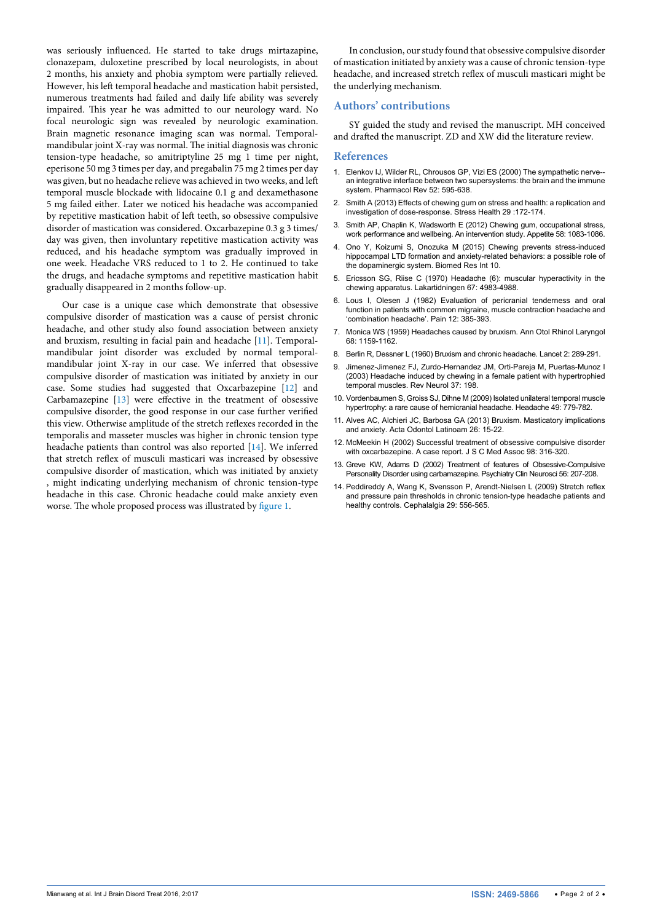was seriously influenced. He started to take drugs mirtazapine, clonazepam, duloxetine prescribed by local neurologists, in about 2 months, his anxiety and phobia symptom were partially relieved. However, his left temporal headache and mastication habit persisted, numerous treatments had failed and daily life ability was severely impaired. This year he was admitted to our neurology ward. No focal neurologic sign was revealed by neurologic examination. Brain magnetic resonance imaging scan was normal. Temporal-mandibular joint X-ray was normal. The initial diagnosis was chronic tension-type headache, so amitriptyline 25 mg 1 time per night, eperisone 50 mg 3 times per day, and pregabalin 75 mg 2 times per day was given, but no headache relieve was achieved in two weeks, and left temporal muscle blockade with lidocaine 0.1 g and dexamethasone 5 mg failed either. Later we noticed his headache was accompanied by repetitive mastication habit of left teeth, so obsessive compulsive disorder of mastication was considered. Oxcarbazepine 0.3 g 3 times/day was given, then involuntary repetitive mastication activity was reduced, and his headache symptom was gradually improved in one week. Headache VRS reduced to 1 to 2. He continued to take the drugs, and headache symptoms and repetitive mastication habit gradually disappeared in 2 months follow-up.

Our case is a unique case which demonstrate that obsessive compulsive disorder of mastication was a cause of persist chronic headache, and other study also found association between anxiety and bruxism, resulting in facial pain and headache [11]. Temporal-mandibular joint disorder was excluded by normal temporal-mandibular joint X-ray in our case. We inferred that obsessive compulsive disorder of mastication was initiated by anxiety in our case. Some studies had suggested that Oxcarbazepine [12] and Carbamazepine [13] were effective in the treatment of obsessive compulsive disorder, the good response in our case further verified this view. Otherwise amplitude of the stretch reflexes recorded in the temporalis and masseter muscles was higher in chronic tension type headache patients than control was also reported [14]. We inferred that stretch reflex of musculi masticari was increased by obsessive compulsive disorder of mastication, which was initiated by anxiety , might indicating underlying mechanism of chronic tension-type headache in this case. Chronic headache could make anxiety even worse. The whole proposed process was illustrated by figure 1.

In conclusion, our study found that obsessive compulsive disorder of mastication initiated by anxiety was a cause of chronic tension-type headache, and increased stretch reflex of musculi masticari might be the underlying mechanism.

## Authors' contributions

SY guided the study and revised the manuscript. MH conceived and drafted the manuscript. ZD and XW did the literature review.

## References

1. Elenkov IJ, Wilder RL, Chrousos GP, Vizi ES (2000) The sympathetic nerve--an integrative interface between two supersystems: the brain and the immune system. Pharmacol Rev 52: 595-638.
2. Smith A (2013) Effects of chewing gum on stress and health: a replication and investigation of dose-response. Stress Health 29 :172-174.
3. Smith AP, Chaplin K, Wadsworth E (2012) Chewing gum, occupational stress, work performance and wellbeing. An intervention study. Appetite 58: 1083-1086.
4. Ono Y, Koizumi S, Onozuka M (2015) Chewing prevents stress-induced hippocampal LTD formation and anxiety-related behaviors: a possible role of the dopaminergic system. Biomed Res Int 10.
5. Ericsson SG, Riise C (1970) Headache (6): muscular hyperactivity in the chewing apparatus. Lakartidningen 67: 4983-4988.
6. Lous I, Olesen J (1982) Evaluation of pericranial tenderness and oral function in patients with common migraine, muscle contraction headache and 'combination headache'. Pain 12: 385-393.
7. Monica WS (1959) Headaches caused by bruxism. Ann Otol Rhinol Laryngol 68: 1159-1162.
8. Berlin R, Dessner L (1960) Bruxism and chronic headache. Lancet 2: 289-291.
9. Jimenez-Jimenez FJ, Zurdo-Hernandez JM, Orti-Pareja M, Puertas-Munoz I (2003) Headache induced by chewing in a female patient with hypertrophied temporal muscles. Rev Neurol 37: 198.
10. Vordenbaumen S, Groiss SJ, Dihne M (2009) Isolated unilateral temporal muscle hypertrophy: a rare cause of hemicranial headache. Headache 49: 779-782.
11. Alves AC, Alchieri JC, Barbosa GA (2013) Bruxism. Masticatory implications and anxiety. Acta Odontol Latinoam 26: 15-22.
12. McMeekin H (2002) Successful treatment of obsessive compulsive disorder with oxcarbazepine. A case report. J S C Med Assoc 98: 316-320.
13. Greve KW, Adams D (2002) Treatment of features of Obsessive-Compulsive Personality Disorder using carbamazepine. Psychiatry Clin Neurosci 56: 207-208.
14. Peddireddy A, Wang K, Svensson P, Arendt-Nielsen L (2009) Stretch reflex and pressure pain thresholds in chronic tension-type headache patients and healthy controls. Cephalalgia 29: 556-565.